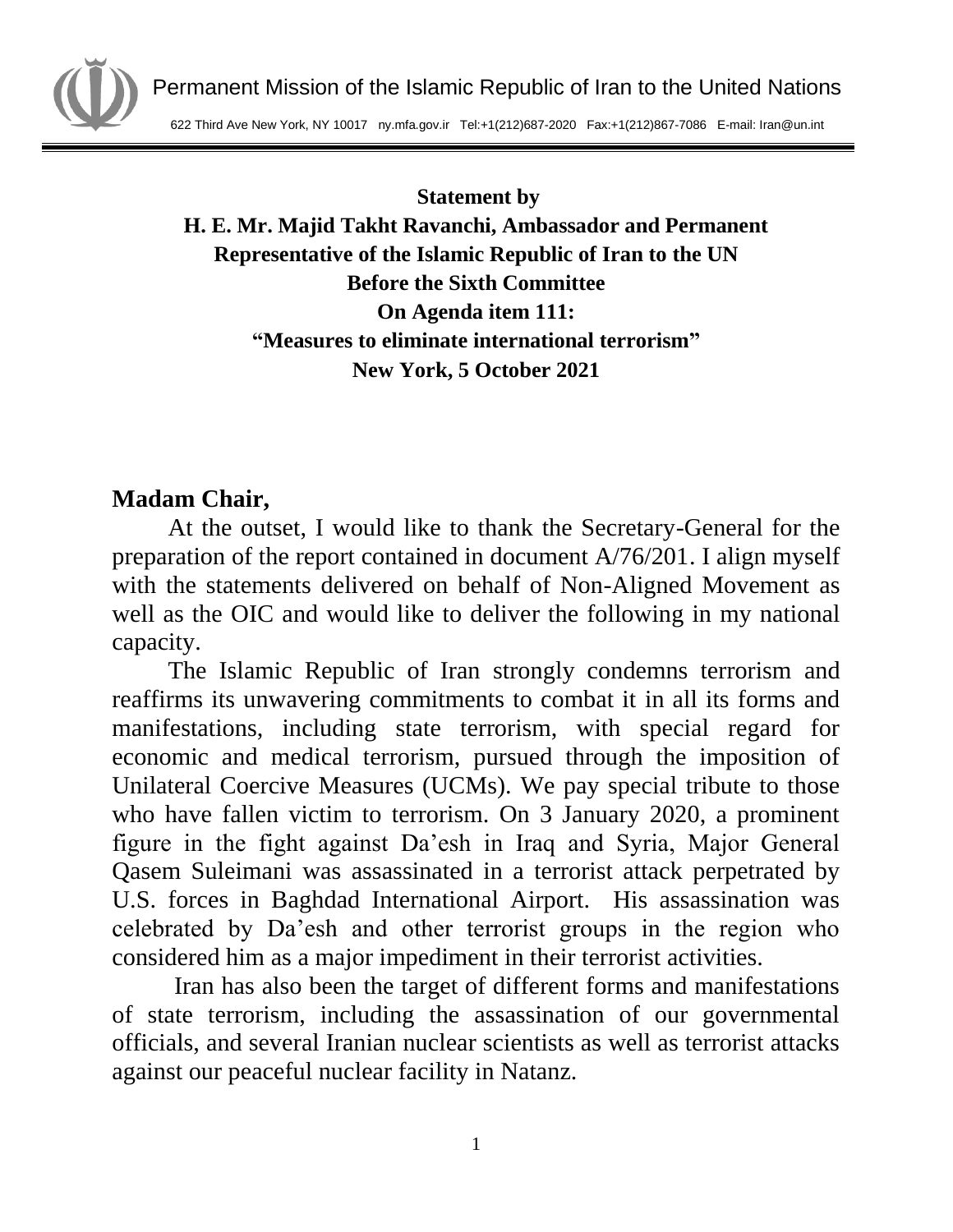Permanent Mission of the Islamic Republic of Iran to the United Nations

622 Third Ave New York, NY 10017 ny.mfa.gov.ir Tel:+1(212)687-2020 Fax:+1(212)867-7086 E-mail: Iran@un.int

**Statement by**
**H. E. Mr. Majid Takht Ravanchi, Ambassador and Permanent Representative of the Islamic Republic of Iran to the UN**
**Before the Sixth Committee**
**On Agenda item 111:**
**"Measures to eliminate international terrorism"**
**New York, 5 October 2021**

**Madam Chair,**

At the outset, I would like to thank the Secretary-General for the preparation of the report contained in document A/76/201. I align myself with the statements delivered on behalf of Non-Aligned Movement as well as the OIC and would like to deliver the following in my national capacity.

The Islamic Republic of Iran strongly condemns terrorism and reaffirms its unwavering commitments to combat it in all its forms and manifestations, including state terrorism, with special regard for economic and medical terrorism, pursued through the imposition of Unilateral Coercive Measures (UCMs). We pay special tribute to those who have fallen victim to terrorism. On 3 January 2020, a prominent figure in the fight against Da'esh in Iraq and Syria, Major General Qasem Suleimani was assassinated in a terrorist attack perpetrated by U.S. forces in Baghdad International Airport. His assassination was celebrated by Da'esh and other terrorist groups in the region who considered him as a major impediment in their terrorist activities.

Iran has also been the target of different forms and manifestations of state terrorism, including the assassination of our governmental officials, and several Iranian nuclear scientists as well as terrorist attacks against our peaceful nuclear facility in Natanz.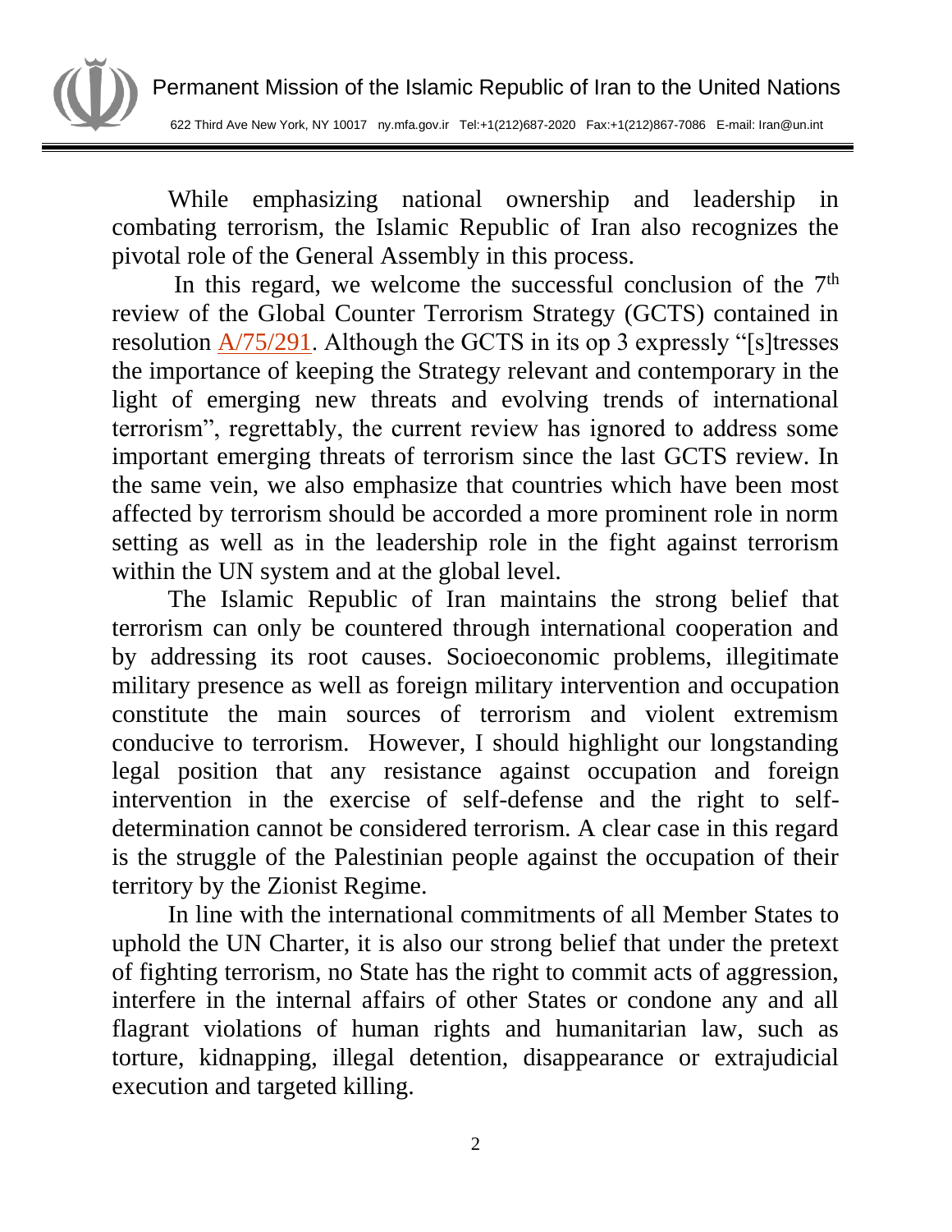While emphasizing national ownership and leadership in combating terrorism, the Islamic Republic of Iran also recognizes the pivotal role of the General Assembly in this process.

In this regard, we welcome the successful conclusion of the 7th review of the Global Counter Terrorism Strategy (GCTS) contained in resolution A/75/291. Although the GCTS in its op 3 expressly "[s]tresses the importance of keeping the Strategy relevant and contemporary in the light of emerging new threats and evolving trends of international terrorism", regrettably, the current review has ignored to address some important emerging threats of terrorism since the last GCTS review. In the same vein, we also emphasize that countries which have been most affected by terrorism should be accorded a more prominent role in norm setting as well as in the leadership role in the fight against terrorism within the UN system and at the global level.

The Islamic Republic of Iran maintains the strong belief that terrorism can only be countered through international cooperation and by addressing its root causes. Socioeconomic problems, illegitimate military presence as well as foreign military intervention and occupation constitute the main sources of terrorism and violent extremism conducive to terrorism. However, I should highlight our longstanding legal position that any resistance against occupation and foreign intervention in the exercise of self-defense and the right to self-determination cannot be considered terrorism. A clear case in this regard is the struggle of the Palestinian people against the occupation of their territory by the Zionist Regime.

In line with the international commitments of all Member States to uphold the UN Charter, it is also our strong belief that under the pretext of fighting terrorism, no State has the right to commit acts of aggression, interfere in the internal affairs of other States or condone any and all flagrant violations of human rights and humanitarian law, such as torture, kidnapping, illegal detention, disappearance or extrajudicial execution and targeted killing.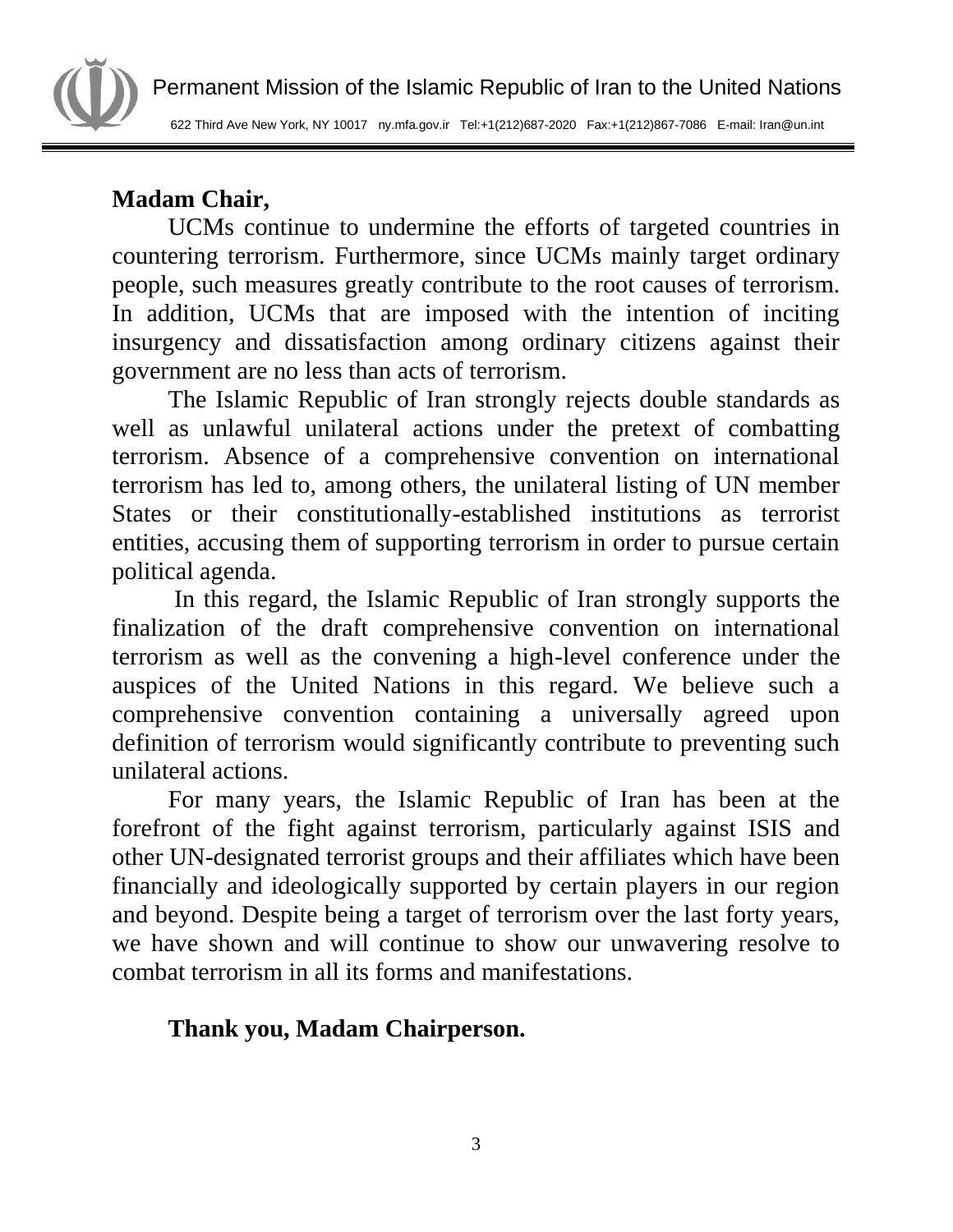**Madam Chair,**

UCMs continue to undermine the efforts of targeted countries in countering terrorism. Furthermore, since UCMs mainly target ordinary people, such measures greatly contribute to the root causes of terrorism. In addition, UCMs that are imposed with the intention of inciting insurgency and dissatisfaction among ordinary citizens against their government are no less than acts of terrorism.

The Islamic Republic of Iran strongly rejects double standards as well as unlawful unilateral actions under the pretext of combatting terrorism. Absence of a comprehensive convention on international terrorism has led to, among others, the unilateral listing of UN member States or their constitutionally-established institutions as terrorist entities, accusing them of supporting terrorism in order to pursue certain political agenda.

In this regard, the Islamic Republic of Iran strongly supports the finalization of the draft comprehensive convention on international terrorism as well as the convening a high-level conference under the auspices of the United Nations in this regard. We believe such a comprehensive convention containing a universally agreed upon definition of terrorism would significantly contribute to preventing such unilateral actions.

For many years, the Islamic Republic of Iran has been at the forefront of the fight against terrorism, particularly against ISIS and other UN-designated terrorist groups and their affiliates which have been financially and ideologically supported by certain players in our region and beyond. Despite being a target of terrorism over the last forty years, we have shown and will continue to show our unwavering resolve to combat terrorism in all its forms and manifestations.

**Thank you, Madam Chairperson.**